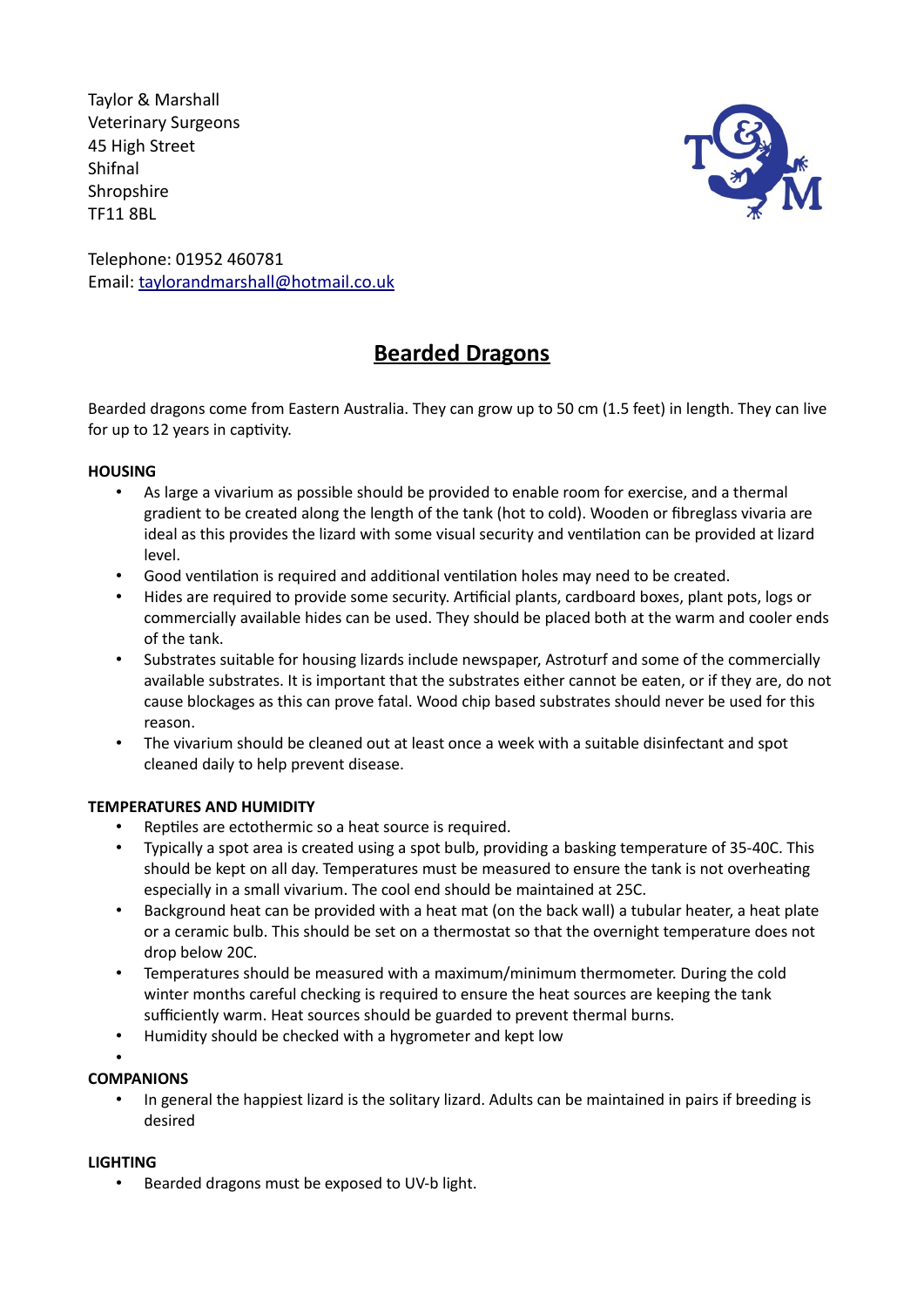Taylor & Marshall
Veterinary Surgeons
45 High Street
Shifnal
Shropshire
TF11 8BL

Telephone: 01952 460781
Email: [taylorandmarshall@hotmail.co.uk](mailto:taylorandmarshall@hotmail.co.uk)

# Bearded Dragons

Bearded dragons come from Eastern Australia. They can grow up to 50 cm (1.5 feet) in length. They can live for up to 12 years in captivity.

**HOUSING**

- As large a vivarium as possible should be provided to enable room for exercise, and a thermal gradient to be created along the length of the tank (hot to cold). Wooden or fibreglass vivaria are ideal as this provides the lizard with some visual security and ventilation can be provided at lizard level.
- Good ventilation is required and additional ventilation holes may need to be created.
- Hides are required to provide some security. Artificial plants, cardboard boxes, plant pots, logs or commercially available hides can be used. They should be placed both at the warm and cooler ends of the tank.
- Substrates suitable for housing lizards include newspaper, Astroturf and some of the commercially available substrates. It is important that the substrates either cannot be eaten, or if they are, do not cause blockages as this can prove fatal. Wood chip based substrates should never be used for this reason.
- The vivarium should be cleaned out at least once a week with a suitable disinfectant and spot cleaned daily to help prevent disease.

**TEMPERATURES AND HUMIDITY**

- Reptiles are ectothermic so a heat source is required.
- Typically a spot area is created using a spot bulb, providing a basking temperature of 35-40C. This should be kept on all day. Temperatures must be measured to ensure the tank is not overheating especially in a small vivarium. The cool end should be maintained at 25C.
- Background heat can be provided with a heat mat (on the back wall) a tubular heater, a heat plate or a ceramic bulb. This should be set on a thermostat so that the overnight temperature does not drop below 20C.
- Temperatures should be measured with a maximum/minimum thermometer. During the cold winter months careful checking is required to ensure the heat sources are keeping the tank sufficiently warm. Heat sources should be guarded to prevent thermal burns.
- Humidity should be checked with a hygrometer and kept low

**COMPANIONS**

- In general the happiest lizard is the solitary lizard. Adults can be maintained in pairs if breeding is desired

**LIGHTING**

- Bearded dragons must be exposed to UV-b light.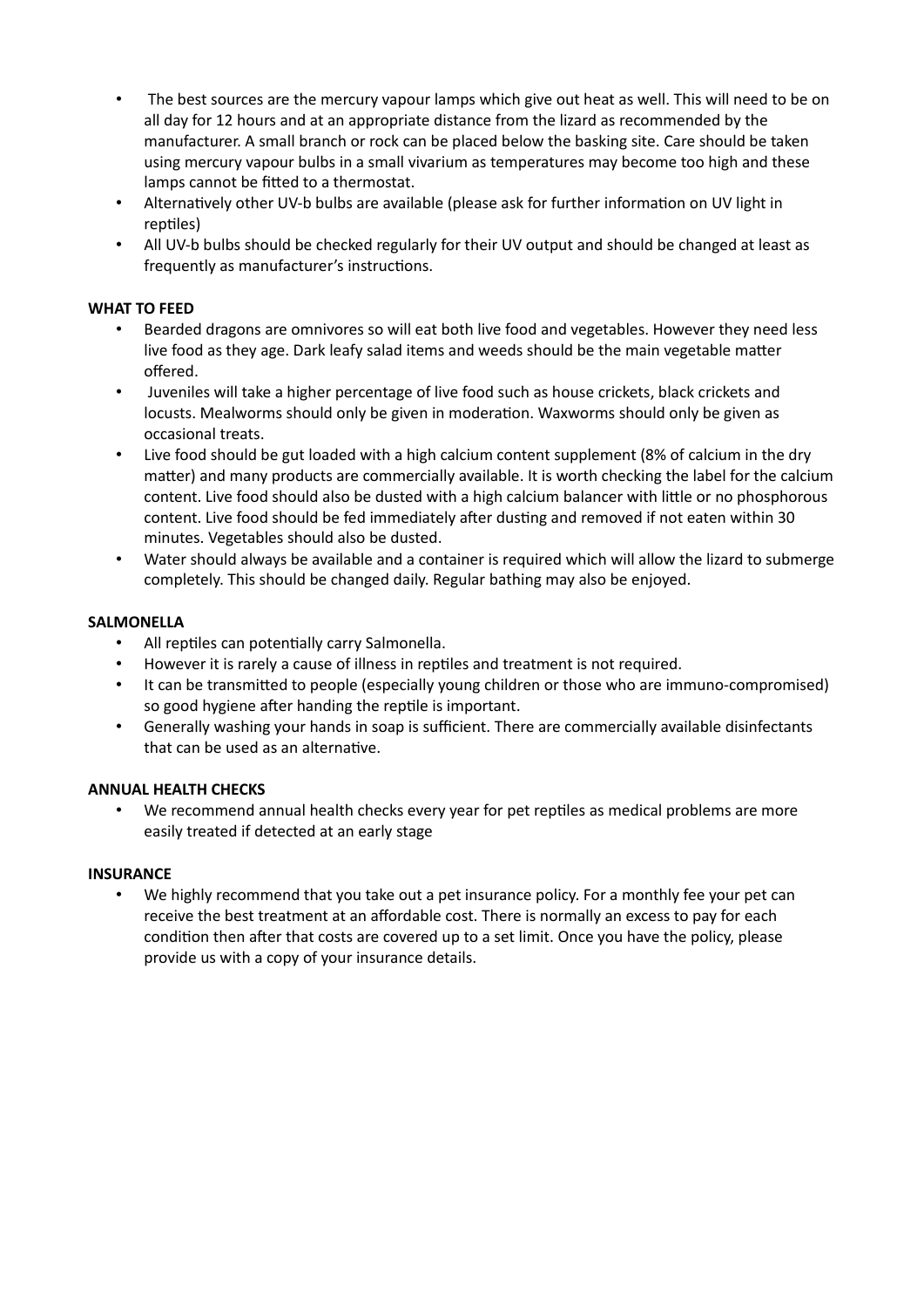- The best sources are the mercury vapour lamps which give out heat as well. This will need to be on all day for 12 hours and at an appropriate distance from the lizard as recommended by the manufacturer. A small branch or rock can be placed below the basking site. Care should be taken using mercury vapour bulbs in a small vivarium as temperatures may become too high and these lamps cannot be fitted to a thermostat.
- Alternatively other UV-b bulbs are available (please ask for further information on UV light in reptiles)
- All UV-b bulbs should be checked regularly for their UV output and should be changed at least as frequently as manufacturer's instructions.

**WHAT TO FEED**

- Bearded dragons are omnivores so will eat both live food and vegetables. However they need less live food as they age. Dark leafy salad items and weeds should be the main vegetable matter offered.
- Juveniles will take a higher percentage of live food such as house crickets, black crickets and locusts. Mealworms should only be given in moderation. Waxworms should only be given as occasional treats.
- Live food should be gut loaded with a high calcium content supplement (8% of calcium in the dry matter) and many products are commercially available. It is worth checking the label for the calcium content. Live food should also be dusted with a high calcium balancer with little or no phosphorous content. Live food should be fed immediately after dusting and removed if not eaten within 30 minutes. Vegetables should also be dusted.
- Water should always be available and a container is required which will allow the lizard to submerge completely. This should be changed daily. Regular bathing may also be enjoyed.

**SALMONELLA**

- All reptiles can potentially carry Salmonella.
- However it is rarely a cause of illness in reptiles and treatment is not required.
- It can be transmitted to people (especially young children or those who are immuno-compromised) so good hygiene after handing the reptile is important.
- Generally washing your hands in soap is sufficient. There are commercially available disinfectants that can be used as an alternative.

**ANNUAL HEALTH CHECKS**

- We recommend annual health checks every year for pet reptiles as medical problems are more easily treated if detected at an early stage

**INSURANCE**

- We highly recommend that you take out a pet insurance policy. For a monthly fee your pet can receive the best treatment at an affordable cost. There is normally an excess to pay for each condition then after that costs are covered up to a set limit. Once you have the policy, please provide us with a copy of your insurance details.